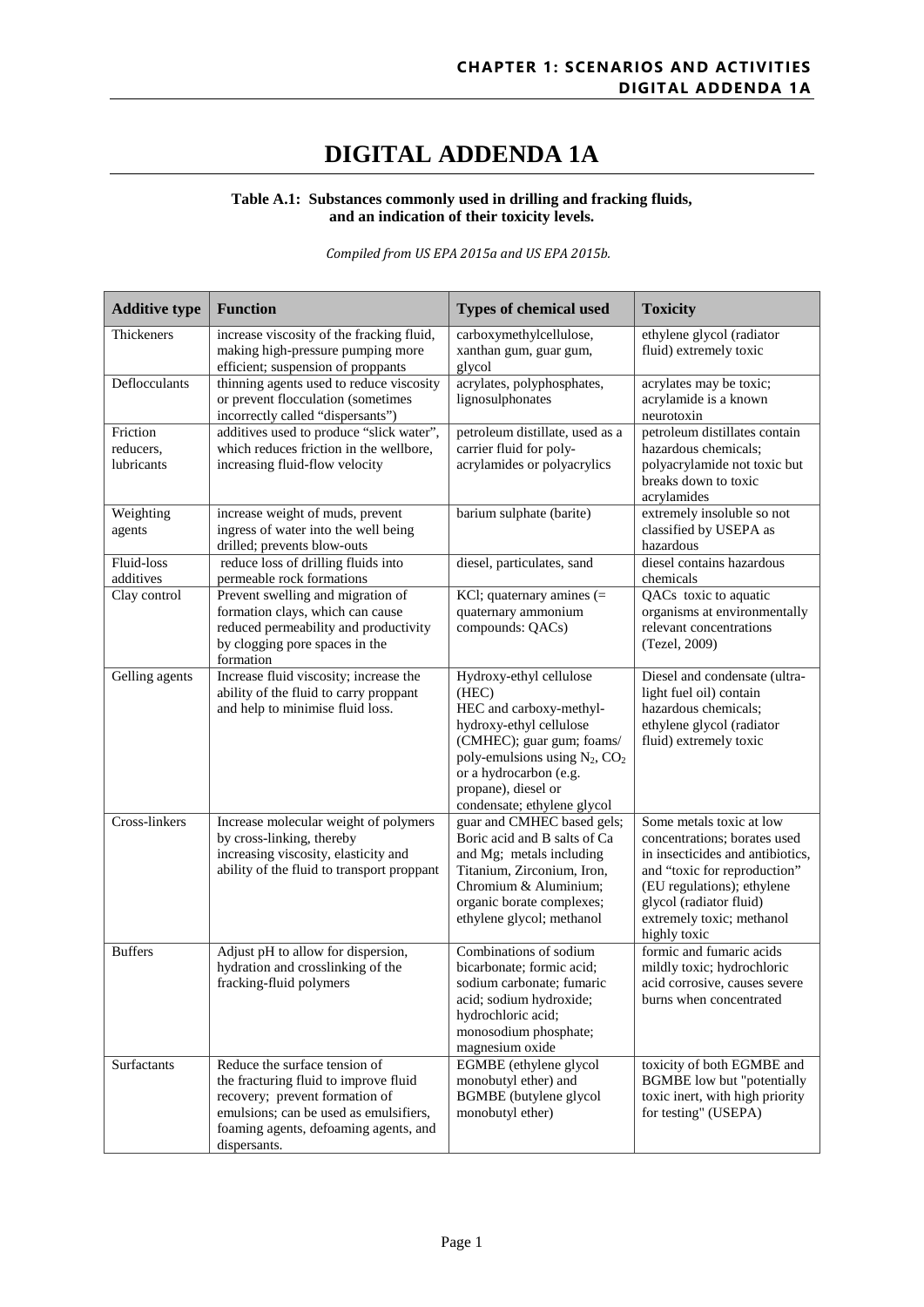# DIGITAL ADDENDA 1A

**Table A.1: Substances commonly used in drilling and fracking fluids, and an indication of their toxicity levels.**

*Compiled from US EPA 2015a and US EPA 2015b.*

| Additive type | Function | Types of chemical used | Toxicity |
|---|---|---|---|
| Thickeners | increase viscosity of the fracking fluid, making high-pressure pumping more efficient; suspension of proppants | carboxymethylcellulose, xanthan gum, guar gum, glycol | ethylene glycol (radiator fluid) extremely toxic |
| Deflocculants | thinning agents used to reduce viscosity or prevent flocculation (sometimes incorrectly called "dispersants") | acrylates, polyphosphates, lignosulphonates | acrylates may be toxic; acrylamide is a known neurotoxin |
| Friction reducers, lubricants | additives used to produce "slick water", which reduces friction in the wellbore, increasing fluid-flow velocity | petroleum distillate, used as a carrier fluid for poly-acrylamides or polyacrylics | petroleum distillates contain hazardous chemicals; polyacrylamide not toxic but breaks down to toxic acrylamides |
| Weighting agents | increase weight of muds, prevent ingress of water into the well being drilled; prevents blow-outs | barium sulphate (barite) | extremely insoluble so not classified by USEPA as hazardous |
| Fluid-loss additives | reduce loss of drilling fluids into permeable rock formations | diesel, particulates, sand | diesel contains hazardous chemicals |
| Clay control | Prevent swelling and migration of formation clays, which can cause reduced permeability and productivity by clogging pore spaces in the formation | KCl; quaternary amines (= quaternary ammonium compounds: QACs) | QACs toxic to aquatic organisms at environmentally relevant concentrations (Tezel, 2009) |
| Gelling agents | Increase fluid viscosity; increase the ability of the fluid to carry proppant and help to minimise fluid loss. | Hydroxy-ethyl cellulose (HEC) HEC and carboxy-methyl-hydroxy-ethyl cellulose (CMHEC); guar gum; foams/ poly-emulsions using $N_2$, $CO_2$ or a hydrocarbon (e.g. propane), diesel or condensate; ethylene glycol | Diesel and condensate (ultra-light fuel oil) contain hazardous chemicals; ethylene glycol (radiator fluid) extremely toxic |
| Cross-linkers | Increase molecular weight of polymers by cross-linking, thereby increasing viscosity, elasticity and ability of the fluid to transport proppant | guar and CMHEC based gels; Boric acid and B salts of Ca and Mg; metals including Titanium, Zirconium, Iron, Chromium & Aluminium; organic borate complexes; ethylene glycol; methanol | Some metals toxic at low concentrations; borates used in insecticides and antibiotics, and "toxic for reproduction" (EU regulations); ethylene glycol (radiator fluid) extremely toxic; methanol highly toxic |
| Buffers | Adjust pH to allow for dispersion, hydration and crosslinking of the fracking-fluid polymers | Combinations of sodium bicarbonate; formic acid; sodium carbonate; fumaric acid; sodium hydroxide; hydrochloric acid; monosodium phosphate; magnesium oxide | formic and fumaric acids mildly toxic; hydrochloric acid corrosive, causes severe burns when concentrated |
| Surfactants | Reduce the surface tension of the fracturing fluid to improve fluid recovery; prevent formation of emulsions; can be used as emulsifiers, foaming agents, defoaming agents, and dispersants. | EGMBE (ethylene glycol monobutyl ether) and BGMBE (butylene glycol monobutyl ether) | toxicity of both EGMBE and BGMBE low but "potentially toxic inert, with high priority for testing" (USEPA) |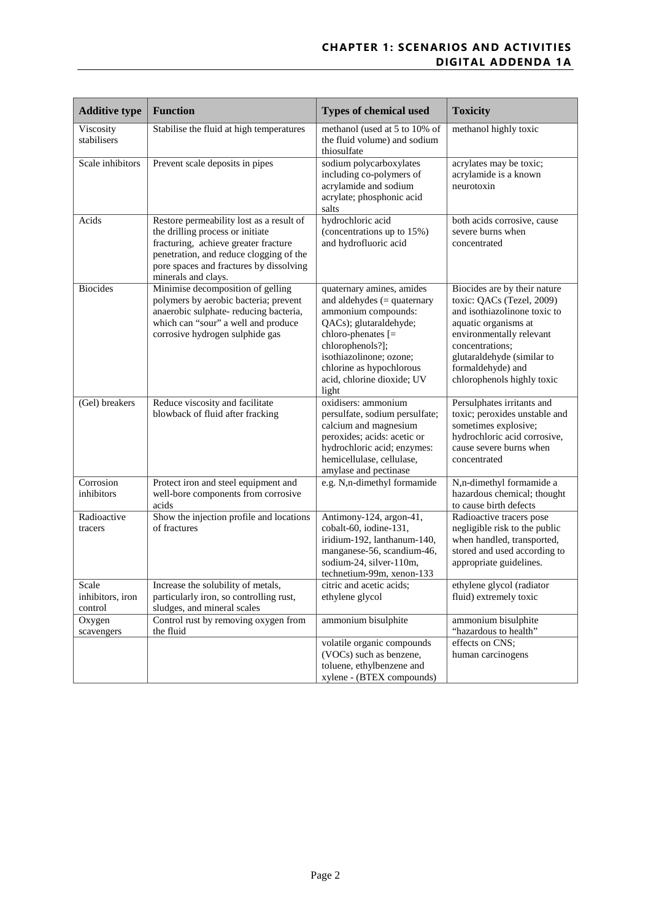| Additive type | Function | Types of chemical used | Toxicity |
|---|---|---|---|
| Viscosity stabilisers | Stabilise the fluid at high temperatures | methanol (used at 5 to 10% of the fluid volume) and sodium thiosulfate | methanol highly toxic |
| Scale inhibitors | Prevent scale deposits in pipes | sodium polycarboxylates including co-polymers of acrylamide and sodium acrylate; phosphonic acid salts | acrylates may be toxic; acrylamide is a known neurotoxin |
| Acids | Restore permeability lost as a result of the drilling process or initiate fracturing, achieve greater fracture penetration, and reduce clogging of the pore spaces and fractures by dissolving minerals and clays. | hydrochloric acid (concentrations up to 15%) and hydrofluoric acid | both acids corrosive, cause severe burns when concentrated |
| Biocides | Minimise decomposition of gelling polymers by aerobic bacteria; prevent anaerobic sulphate- reducing bacteria, which can "sour" a well and produce corrosive hydrogen sulphide gas | quaternary amines, amides and aldehydes (= quaternary ammonium compounds: QACs); glutaraldehyde; chloro-phenates [= chlorophenols?]; isothiazolinone; ozone; chlorine as hypochlorous acid, chlorine dioxide; UV light | Biocides are by their nature toxic: QACs (Tezel, 2009) and isothiazolinone toxic to aquatic organisms at environmentally relevant concentrations; glutaraldehyde (similar to formaldehyde) and chlorophenols highly toxic |
| (Gel) breakers | Reduce viscosity and facilitate blowback of fluid after fracking | oxidisers: ammonium persulfate, sodium persulfate; calcium and magnesium peroxides; acids: acetic or hydrochloric acid; enzymes: hemicellulase, cellulase, amylase and pectinase | Persulphates irritants and toxic; peroxides unstable and sometimes explosive; hydrochloric acid corrosive, cause severe burns when concentrated |
| Corrosion inhibitors | Protect iron and steel equipment and well-bore components from corrosive acids | e.g. N,n-dimethyl formamide | N,n-dimethyl formamide a hazardous chemical; thought to cause birth defects |
| Radioactive tracers | Show the injection profile and locations of fractures | Antimony-124, argon-41, cobalt-60, iodine-131, iridium-192, lanthanum-140, manganese-56, scandium-46, sodium-24, silver-110m, technetium-99m, xenon-133 | Radioactive tracers pose negligible risk to the public when handled, transported, stored and used according to appropriate guidelines. |
| Scale inhibitors, iron control | Increase the solubility of metals, particularly iron, so controlling rust, sludges, and mineral scales | citric and acetic acids; ethylene glycol | ethylene glycol (radiator fluid) extremely toxic |
| Oxygen scavengers | Control rust by removing oxygen from the fluid | ammonium bisulphite | ammonium bisulphite "hazardous to health" |
| | | volatile organic compounds (VOCs) such as benzene, toluene, ethylbenzene and xylene - (BTEX compounds) | effects on CNS; human carcinogens |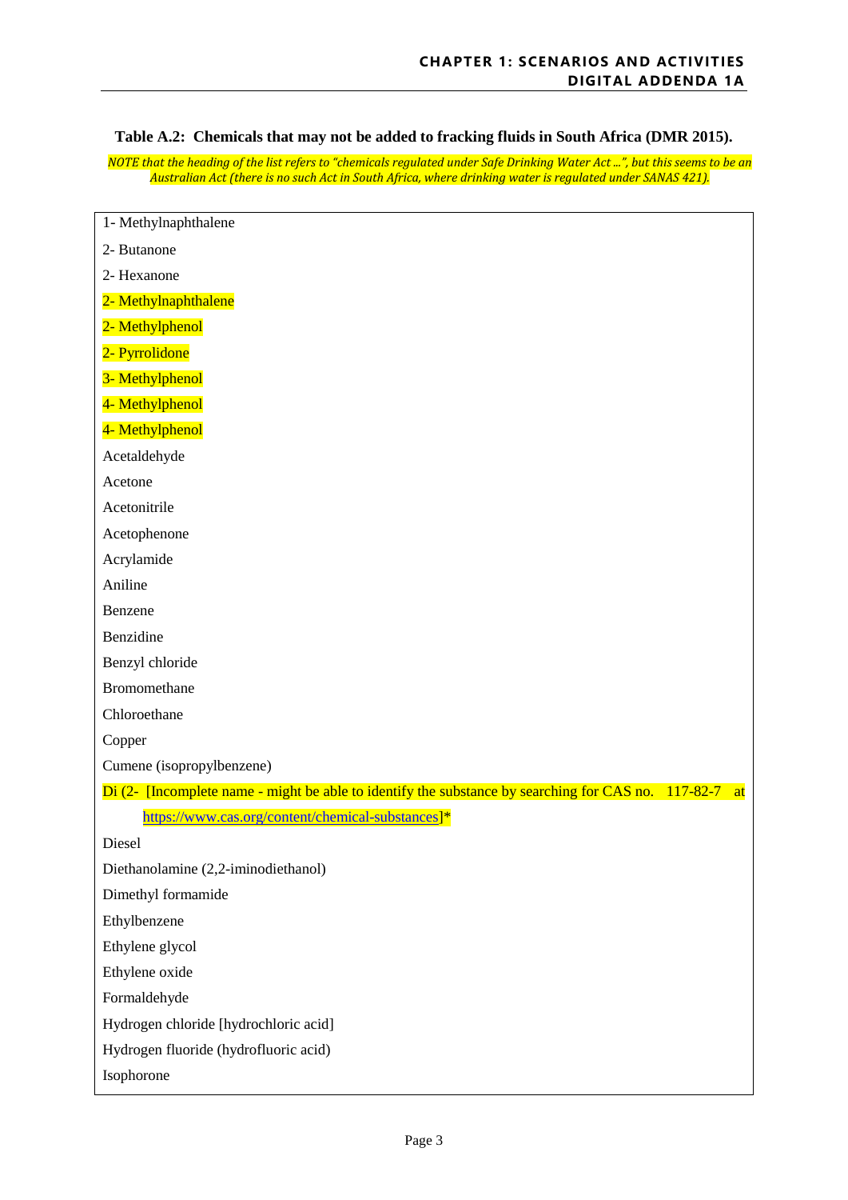**Table A.2: Chemicals that may not be added to fracking fluids in South Africa (DMR 2015).**

*NOTE that the heading of the list refers to "chemicals regulated under Safe Drinking Water Act ...", but this seems to be an Australian Act (there is no such Act in South Africa, where drinking water is regulated under SANAS 421).*

| |
|---|
| 1- Methylnaphthalene |
| 2- Butanone |
| 2- Hexanone |
| 2- Methylnaphthalene |
| 2- Methylphenol |
| 2- Pyrrolidone |
| 3- Methylphenol |
| 4- Methylphenol |
| 4- Methylphenol |
| Acetaldehyde |
| Acetone |
| Acetonitrile |
| Acetophenone |
| Acrylamide |
| Aniline |
| Benzene |
| Benzidine |
| Benzyl chloride |
| Bromomethane |
| Chloroethane |
| Copper |
| Cumene (isopropylbenzene) |
| Di (2- [Incomplete name - might be able to identify the substance by searching for CAS no. 117-82-7 at https://www.cas.org/content/chemical-substances]* |
| Diesel |
| Diethanolamine (2,2-iminodiethanol) |
| Dimethyl formamide |
| Ethylbenzene |
| Ethylene glycol |
| Ethylene oxide |
| Formaldehyde |
| Hydrogen chloride [hydrochloric acid] |
| Hydrogen fluoride (hydrofluoric acid) |
| Isophorone |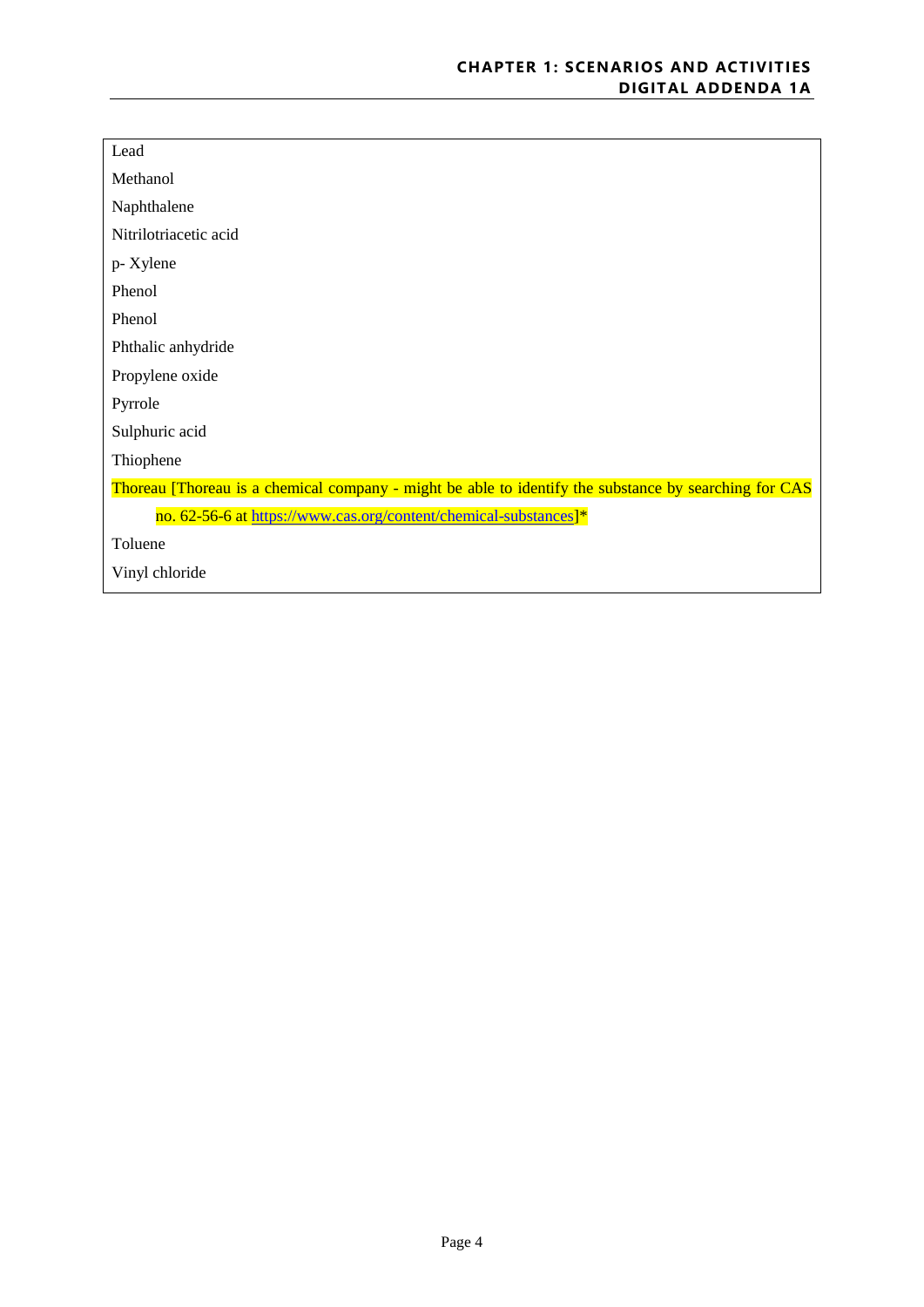Lead

Methanol

Naphthalene

Nitrilotriacetic acid

p- Xylene

Phenol

Phenol

Phthalic anhydride

Propylene oxide

Pyrrole

Sulphuric acid

Thiophene

Thoreau [Thoreau is a chemical company - might be able to identify the substance by searching for CAS no. 62-56-6 at https://www.cas.org/content/chemical-substances]*

Toluene

Vinyl chloride